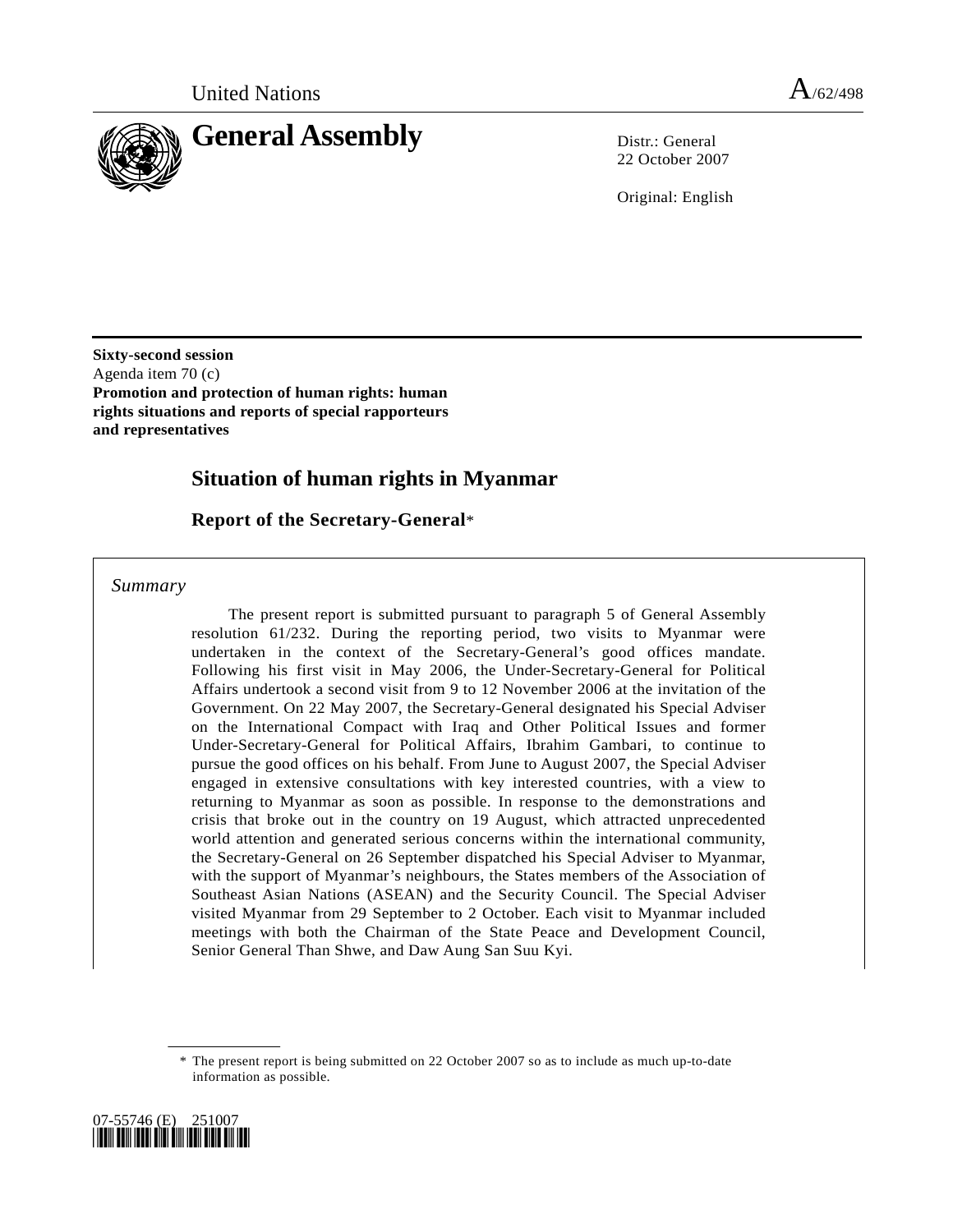United Nations A/62/498

# General Assembly

Distr.: General
22 October 2007

Original: English

**Sixty-second session**
Agenda item 70 (c)
**Promotion and protection of human rights: human rights situations and reports of special rapporteurs and representatives**

## Situation of human rights in Myanmar

### Report of the Secretary-General*

*Summary*

The present report is submitted pursuant to paragraph 5 of General Assembly resolution 61/232. During the reporting period, two visits to Myanmar were undertaken in the context of the Secretary-General's good offices mandate. Following his first visit in May 2006, the Under-Secretary-General for Political Affairs undertook a second visit from 9 to 12 November 2006 at the invitation of the Government. On 22 May 2007, the Secretary-General designated his Special Adviser on the International Compact with Iraq and Other Political Issues and former Under-Secretary-General for Political Affairs, Ibrahim Gambari, to continue to pursue the good offices on his behalf. From June to August 2007, the Special Adviser engaged in extensive consultations with key interested countries, with a view to returning to Myanmar as soon as possible. In response to the demonstrations and crisis that broke out in the country on 19 August, which attracted unprecedented world attention and generated serious concerns within the international community, the Secretary-General on 26 September dispatched his Special Adviser to Myanmar, with the support of Myanmar's neighbours, the States members of the Association of Southeast Asian Nations (ASEAN) and the Security Council. The Special Adviser visited Myanmar from 29 September to 2 October. Each visit to Myanmar included meetings with both the Chairman of the State Peace and Development Council, Senior General Than Shwe, and Daw Aung San Suu Kyi.

\* The present report is being submitted on 22 October 2007 so as to include as much up-to-date information as possible.

07-55746 (E) 251007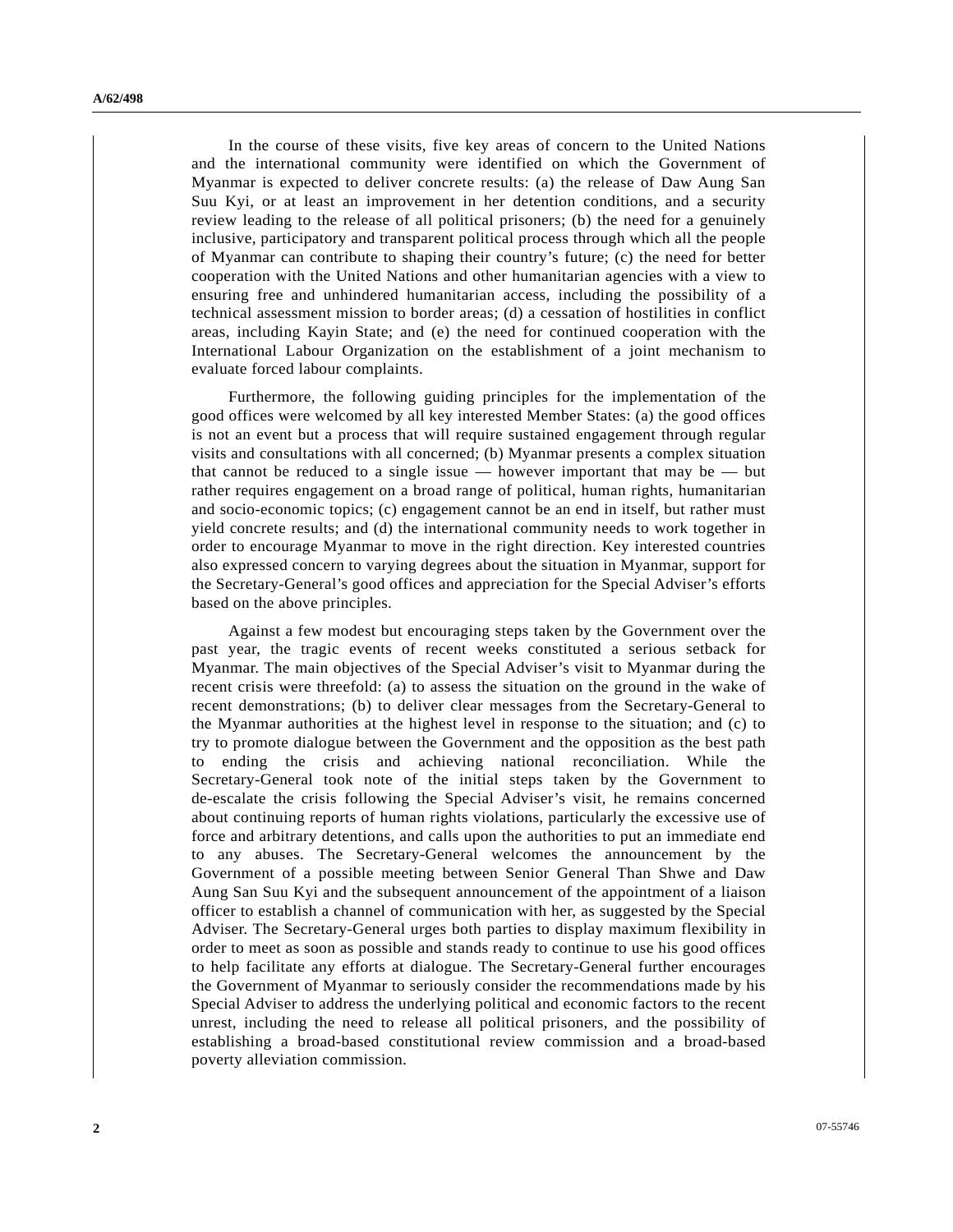In the course of these visits, five key areas of concern to the United Nations and the international community were identified on which the Government of Myanmar is expected to deliver concrete results: (a) the release of Daw Aung San Suu Kyi, or at least an improvement in her detention conditions, and a security review leading to the release of all political prisoners; (b) the need for a genuinely inclusive, participatory and transparent political process through which all the people of Myanmar can contribute to shaping their country's future; (c) the need for better cooperation with the United Nations and other humanitarian agencies with a view to ensuring free and unhindered humanitarian access, including the possibility of a technical assessment mission to border areas; (d) a cessation of hostilities in conflict areas, including Kayin State; and (e) the need for continued cooperation with the International Labour Organization on the establishment of a joint mechanism to evaluate forced labour complaints.

Furthermore, the following guiding principles for the implementation of the good offices were welcomed by all key interested Member States: (a) the good offices is not an event but a process that will require sustained engagement through regular visits and consultations with all concerned; (b) Myanmar presents a complex situation that cannot be reduced to a single issue — however important that may be — but rather requires engagement on a broad range of political, human rights, humanitarian and socio-economic topics; (c) engagement cannot be an end in itself, but rather must yield concrete results; and (d) the international community needs to work together in order to encourage Myanmar to move in the right direction. Key interested countries also expressed concern to varying degrees about the situation in Myanmar, support for the Secretary-General's good offices and appreciation for the Special Adviser's efforts based on the above principles.

Against a few modest but encouraging steps taken by the Government over the past year, the tragic events of recent weeks constituted a serious setback for Myanmar. The main objectives of the Special Adviser's visit to Myanmar during the recent crisis were threefold: (a) to assess the situation on the ground in the wake of recent demonstrations; (b) to deliver clear messages from the Secretary-General to the Myanmar authorities at the highest level in response to the situation; and (c) to try to promote dialogue between the Government and the opposition as the best path to ending the crisis and achieving national reconciliation. While the Secretary-General took note of the initial steps taken by the Government to de-escalate the crisis following the Special Adviser's visit, he remains concerned about continuing reports of human rights violations, particularly the excessive use of force and arbitrary detentions, and calls upon the authorities to put an immediate end to any abuses. The Secretary-General welcomes the announcement by the Government of a possible meeting between Senior General Than Shwe and Daw Aung San Suu Kyi and the subsequent announcement of the appointment of a liaison officer to establish a channel of communication with her, as suggested by the Special Adviser. The Secretary-General urges both parties to display maximum flexibility in order to meet as soon as possible and stands ready to continue to use his good offices to help facilitate any efforts at dialogue. The Secretary-General further encourages the Government of Myanmar to seriously consider the recommendations made by his Special Adviser to address the underlying political and economic factors to the recent unrest, including the need to release all political prisoners, and the possibility of establishing a broad-based constitutional review commission and a broad-based poverty alleviation commission.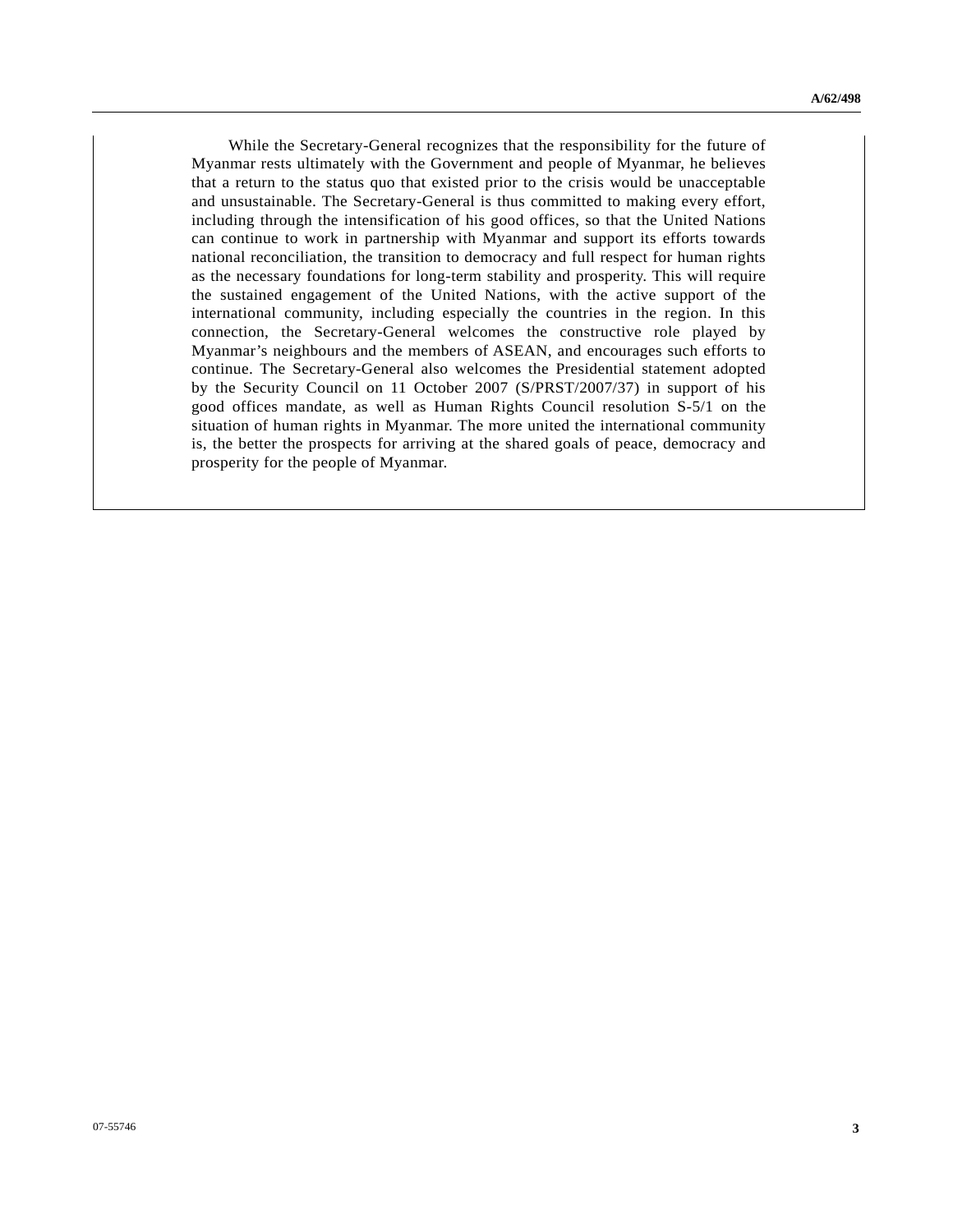While the Secretary-General recognizes that the responsibility for the future of Myanmar rests ultimately with the Government and people of Myanmar, he believes that a return to the status quo that existed prior to the crisis would be unacceptable and unsustainable. The Secretary-General is thus committed to making every effort, including through the intensification of his good offices, so that the United Nations can continue to work in partnership with Myanmar and support its efforts towards national reconciliation, the transition to democracy and full respect for human rights as the necessary foundations for long-term stability and prosperity. This will require the sustained engagement of the United Nations, with the active support of the international community, including especially the countries in the region. In this connection, the Secretary-General welcomes the constructive role played by Myanmar's neighbours and the members of ASEAN, and encourages such efforts to continue. The Secretary-General also welcomes the Presidential statement adopted by the Security Council on 11 October 2007 (S/PRST/2007/37) in support of his good offices mandate, as well as Human Rights Council resolution S-5/1 on the situation of human rights in Myanmar. The more united the international community is, the better the prospects for arriving at the shared goals of peace, democracy and prosperity for the people of Myanmar.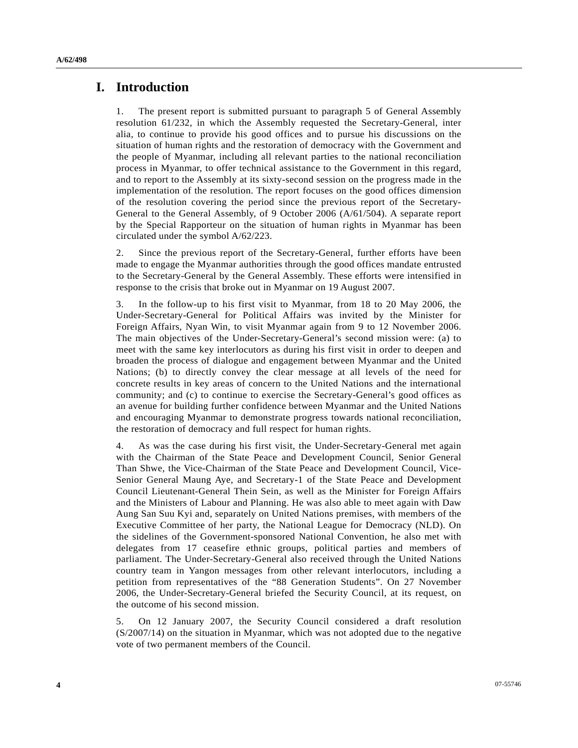# I. Introduction

1. The present report is submitted pursuant to paragraph 5 of General Assembly resolution 61/232, in which the Assembly requested the Secretary-General, inter alia, to continue to provide his good offices and to pursue his discussions on the situation of human rights and the restoration of democracy with the Government and the people of Myanmar, including all relevant parties to the national reconciliation process in Myanmar, to offer technical assistance to the Government in this regard, and to report to the Assembly at its sixty-second session on the progress made in the implementation of the resolution. The report focuses on the good offices dimension of the resolution covering the period since the previous report of the Secretary-General to the General Assembly, of 9 October 2006 (A/61/504). A separate report by the Special Rapporteur on the situation of human rights in Myanmar has been circulated under the symbol A/62/223.

2. Since the previous report of the Secretary-General, further efforts have been made to engage the Myanmar authorities through the good offices mandate entrusted to the Secretary-General by the General Assembly. These efforts were intensified in response to the crisis that broke out in Myanmar on 19 August 2007.

3. In the follow-up to his first visit to Myanmar, from 18 to 20 May 2006, the Under-Secretary-General for Political Affairs was invited by the Minister for Foreign Affairs, Nyan Win, to visit Myanmar again from 9 to 12 November 2006. The main objectives of the Under-Secretary-General's second mission were: (a) to meet with the same key interlocutors as during his first visit in order to deepen and broaden the process of dialogue and engagement between Myanmar and the United Nations; (b) to directly convey the clear message at all levels of the need for concrete results in key areas of concern to the United Nations and the international community; and (c) to continue to exercise the Secretary-General's good offices as an avenue for building further confidence between Myanmar and the United Nations and encouraging Myanmar to demonstrate progress towards national reconciliation, the restoration of democracy and full respect for human rights.

4. As was the case during his first visit, the Under-Secretary-General met again with the Chairman of the State Peace and Development Council, Senior General Than Shwe, the Vice-Chairman of the State Peace and Development Council, Vice-Senior General Maung Aye, and Secretary-1 of the State Peace and Development Council Lieutenant-General Thein Sein, as well as the Minister for Foreign Affairs and the Ministers of Labour and Planning. He was also able to meet again with Daw Aung San Suu Kyi and, separately on United Nations premises, with members of the Executive Committee of her party, the National League for Democracy (NLD). On the sidelines of the Government-sponsored National Convention, he also met with delegates from 17 ceasefire ethnic groups, political parties and members of parliament. The Under-Secretary-General also received through the United Nations country team in Yangon messages from other relevant interlocutors, including a petition from representatives of the "88 Generation Students". On 27 November 2006, the Under-Secretary-General briefed the Security Council, at its request, on the outcome of his second mission.

5. On 12 January 2007, the Security Council considered a draft resolution (S/2007/14) on the situation in Myanmar, which was not adopted due to the negative vote of two permanent members of the Council.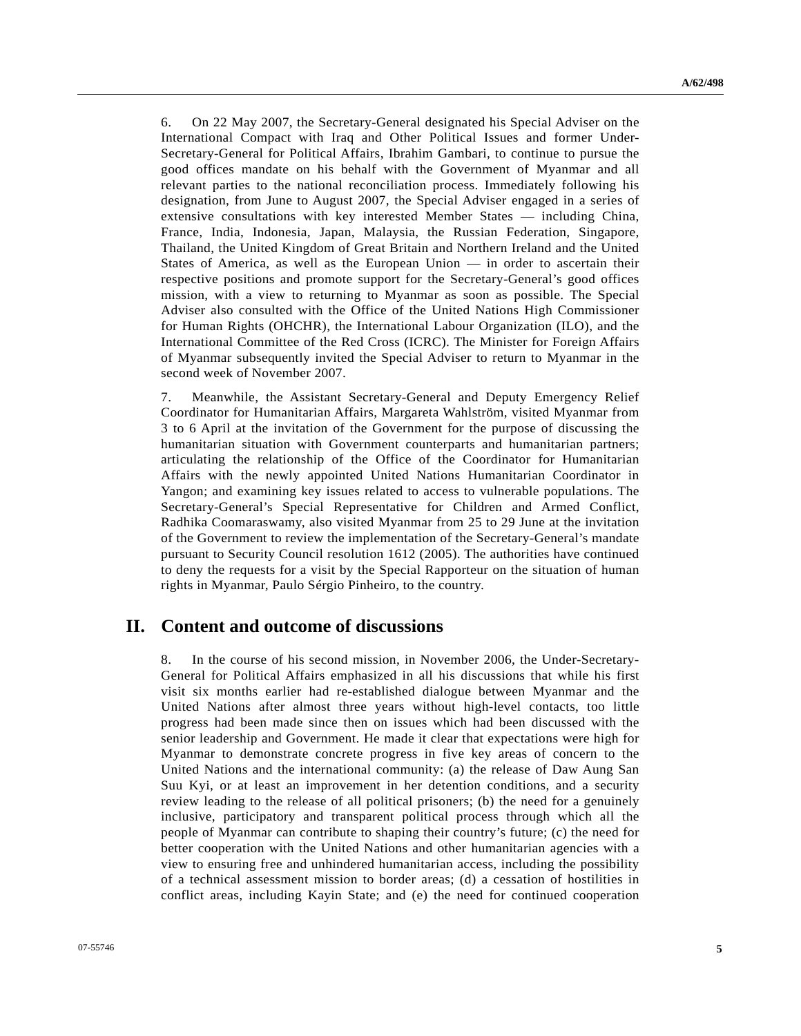6. On 22 May 2007, the Secretary-General designated his Special Adviser on the International Compact with Iraq and Other Political Issues and former Under-Secretary-General for Political Affairs, Ibrahim Gambari, to continue to pursue the good offices mandate on his behalf with the Government of Myanmar and all relevant parties to the national reconciliation process. Immediately following his designation, from June to August 2007, the Special Adviser engaged in a series of extensive consultations with key interested Member States — including China, France, India, Indonesia, Japan, Malaysia, the Russian Federation, Singapore, Thailand, the United Kingdom of Great Britain and Northern Ireland and the United States of America, as well as the European Union — in order to ascertain their respective positions and promote support for the Secretary-General's good offices mission, with a view to returning to Myanmar as soon as possible. The Special Adviser also consulted with the Office of the United Nations High Commissioner for Human Rights (OHCHR), the International Labour Organization (ILO), and the International Committee of the Red Cross (ICRC). The Minister for Foreign Affairs of Myanmar subsequently invited the Special Adviser to return to Myanmar in the second week of November 2007.

7. Meanwhile, the Assistant Secretary-General and Deputy Emergency Relief Coordinator for Humanitarian Affairs, Margareta Wahlström, visited Myanmar from 3 to 6 April at the invitation of the Government for the purpose of discussing the humanitarian situation with Government counterparts and humanitarian partners; articulating the relationship of the Office of the Coordinator for Humanitarian Affairs with the newly appointed United Nations Humanitarian Coordinator in Yangon; and examining key issues related to access to vulnerable populations. The Secretary-General's Special Representative for Children and Armed Conflict, Radhika Coomaraswamy, also visited Myanmar from 25 to 29 June at the invitation of the Government to review the implementation of the Secretary-General's mandate pursuant to Security Council resolution 1612 (2005). The authorities have continued to deny the requests for a visit by the Special Rapporteur on the situation of human rights in Myanmar, Paulo Sérgio Pinheiro, to the country.

## II. Content and outcome of discussions

8. In the course of his second mission, in November 2006, the Under-Secretary-General for Political Affairs emphasized in all his discussions that while his first visit six months earlier had re-established dialogue between Myanmar and the United Nations after almost three years without high-level contacts, too little progress had been made since then on issues which had been discussed with the senior leadership and Government. He made it clear that expectations were high for Myanmar to demonstrate concrete progress in five key areas of concern to the United Nations and the international community: (a) the release of Daw Aung San Suu Kyi, or at least an improvement in her detention conditions, and a security review leading to the release of all political prisoners; (b) the need for a genuinely inclusive, participatory and transparent political process through which all the people of Myanmar can contribute to shaping their country's future; (c) the need for better cooperation with the United Nations and other humanitarian agencies with a view to ensuring free and unhindered humanitarian access, including the possibility of a technical assessment mission to border areas; (d) a cessation of hostilities in conflict areas, including Kayin State; and (e) the need for continued cooperation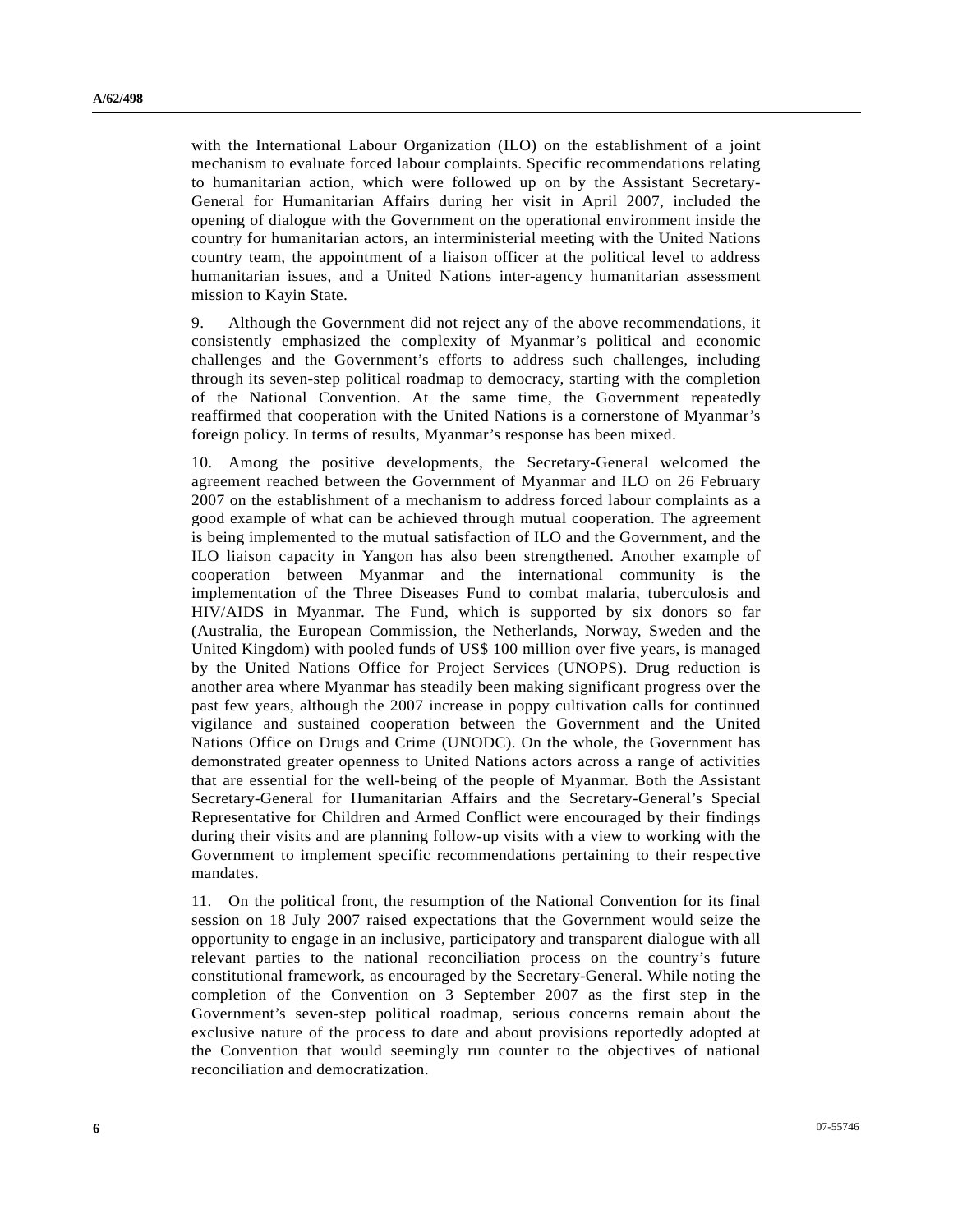with the International Labour Organization (ILO) on the establishment of a joint mechanism to evaluate forced labour complaints. Specific recommendations relating to humanitarian action, which were followed up on by the Assistant Secretary-General for Humanitarian Affairs during her visit in April 2007, included the opening of dialogue with the Government on the operational environment inside the country for humanitarian actors, an interministerial meeting with the United Nations country team, the appointment of a liaison officer at the political level to address humanitarian issues, and a United Nations inter-agency humanitarian assessment mission to Kayin State.

9. Although the Government did not reject any of the above recommendations, it consistently emphasized the complexity of Myanmar's political and economic challenges and the Government's efforts to address such challenges, including through its seven-step political roadmap to democracy, starting with the completion of the National Convention. At the same time, the Government repeatedly reaffirmed that cooperation with the United Nations is a cornerstone of Myanmar's foreign policy. In terms of results, Myanmar's response has been mixed.

10. Among the positive developments, the Secretary-General welcomed the agreement reached between the Government of Myanmar and ILO on 26 February 2007 on the establishment of a mechanism to address forced labour complaints as a good example of what can be achieved through mutual cooperation. The agreement is being implemented to the mutual satisfaction of ILO and the Government, and the ILO liaison capacity in Yangon has also been strengthened. Another example of cooperation between Myanmar and the international community is the implementation of the Three Diseases Fund to combat malaria, tuberculosis and HIV/AIDS in Myanmar. The Fund, which is supported by six donors so far (Australia, the European Commission, the Netherlands, Norway, Sweden and the United Kingdom) with pooled funds of US$ 100 million over five years, is managed by the United Nations Office for Project Services (UNOPS). Drug reduction is another area where Myanmar has steadily been making significant progress over the past few years, although the 2007 increase in poppy cultivation calls for continued vigilance and sustained cooperation between the Government and the United Nations Office on Drugs and Crime (UNODC). On the whole, the Government has demonstrated greater openness to United Nations actors across a range of activities that are essential for the well-being of the people of Myanmar. Both the Assistant Secretary-General for Humanitarian Affairs and the Secretary-General's Special Representative for Children and Armed Conflict were encouraged by their findings during their visits and are planning follow-up visits with a view to working with the Government to implement specific recommendations pertaining to their respective mandates.

11. On the political front, the resumption of the National Convention for its final session on 18 July 2007 raised expectations that the Government would seize the opportunity to engage in an inclusive, participatory and transparent dialogue with all relevant parties to the national reconciliation process on the country's future constitutional framework, as encouraged by the Secretary-General. While noting the completion of the Convention on 3 September 2007 as the first step in the Government's seven-step political roadmap, serious concerns remain about the exclusive nature of the process to date and about provisions reportedly adopted at the Convention that would seemingly run counter to the objectives of national reconciliation and democratization.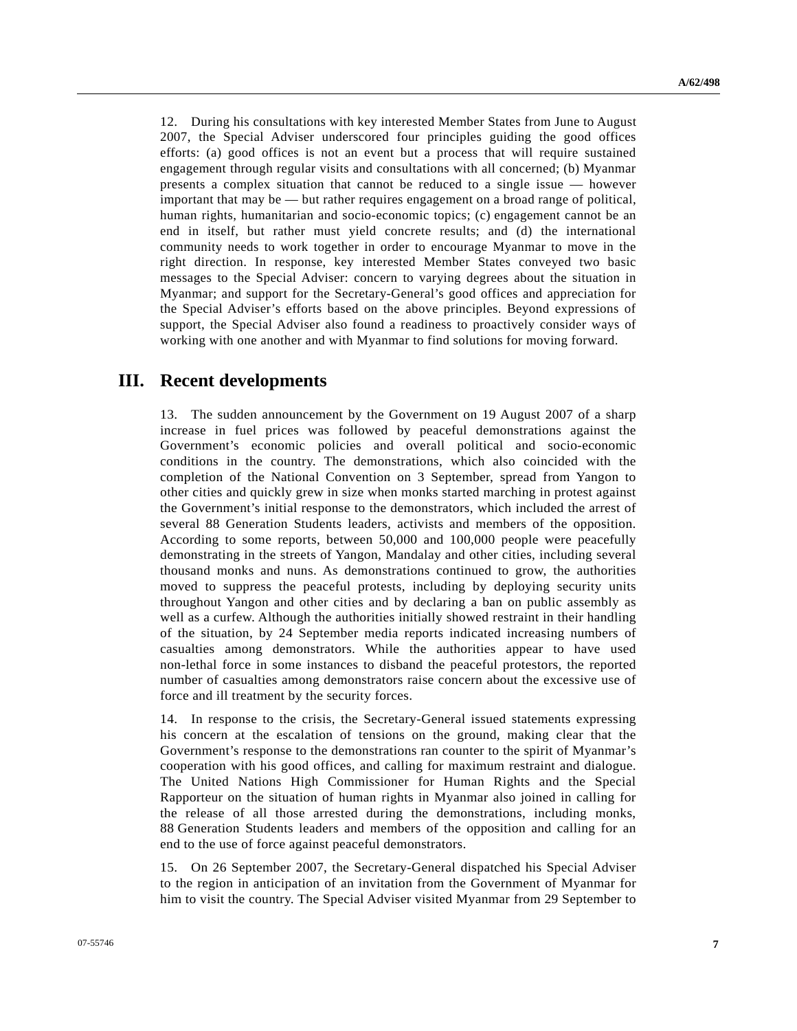12. During his consultations with key interested Member States from June to August 2007, the Special Adviser underscored four principles guiding the good offices efforts: (a) good offices is not an event but a process that will require sustained engagement through regular visits and consultations with all concerned; (b) Myanmar presents a complex situation that cannot be reduced to a single issue — however important that may be — but rather requires engagement on a broad range of political, human rights, humanitarian and socio-economic topics; (c) engagement cannot be an end in itself, but rather must yield concrete results; and (d) the international community needs to work together in order to encourage Myanmar to move in the right direction. In response, key interested Member States conveyed two basic messages to the Special Adviser: concern to varying degrees about the situation in Myanmar; and support for the Secretary-General's good offices and appreciation for the Special Adviser's efforts based on the above principles. Beyond expressions of support, the Special Adviser also found a readiness to proactively consider ways of working with one another and with Myanmar to find solutions for moving forward.

## III. Recent developments

13. The sudden announcement by the Government on 19 August 2007 of a sharp increase in fuel prices was followed by peaceful demonstrations against the Government's economic policies and overall political and socio-economic conditions in the country. The demonstrations, which also coincided with the completion of the National Convention on 3 September, spread from Yangon to other cities and quickly grew in size when monks started marching in protest against the Government's initial response to the demonstrators, which included the arrest of several 88 Generation Students leaders, activists and members of the opposition. According to some reports, between 50,000 and 100,000 people were peacefully demonstrating in the streets of Yangon, Mandalay and other cities, including several thousand monks and nuns. As demonstrations continued to grow, the authorities moved to suppress the peaceful protests, including by deploying security units throughout Yangon and other cities and by declaring a ban on public assembly as well as a curfew. Although the authorities initially showed restraint in their handling of the situation, by 24 September media reports indicated increasing numbers of casualties among demonstrators. While the authorities appear to have used non-lethal force in some instances to disband the peaceful protestors, the reported number of casualties among demonstrators raise concern about the excessive use of force and ill treatment by the security forces.

14. In response to the crisis, the Secretary-General issued statements expressing his concern at the escalation of tensions on the ground, making clear that the Government's response to the demonstrations ran counter to the spirit of Myanmar's cooperation with his good offices, and calling for maximum restraint and dialogue. The United Nations High Commissioner for Human Rights and the Special Rapporteur on the situation of human rights in Myanmar also joined in calling for the release of all those arrested during the demonstrations, including monks, 88 Generation Students leaders and members of the opposition and calling for an end to the use of force against peaceful demonstrators.

15. On 26 September 2007, the Secretary-General dispatched his Special Adviser to the region in anticipation of an invitation from the Government of Myanmar for him to visit the country. The Special Adviser visited Myanmar from 29 September to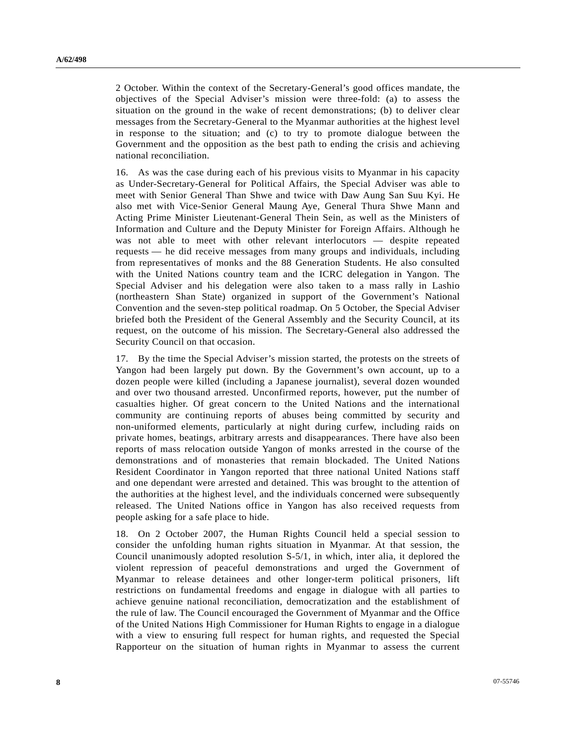2 October. Within the context of the Secretary-General's good offices mandate, the objectives of the Special Adviser's mission were three-fold: (a) to assess the situation on the ground in the wake of recent demonstrations; (b) to deliver clear messages from the Secretary-General to the Myanmar authorities at the highest level in response to the situation; and (c) to try to promote dialogue between the Government and the opposition as the best path to ending the crisis and achieving national reconciliation.

16. As was the case during each of his previous visits to Myanmar in his capacity as Under-Secretary-General for Political Affairs, the Special Adviser was able to meet with Senior General Than Shwe and twice with Daw Aung San Suu Kyi. He also met with Vice-Senior General Maung Aye, General Thura Shwe Mann and Acting Prime Minister Lieutenant-General Thein Sein, as well as the Ministers of Information and Culture and the Deputy Minister for Foreign Affairs. Although he was not able to meet with other relevant interlocutors — despite repeated requests — he did receive messages from many groups and individuals, including from representatives of monks and the 88 Generation Students. He also consulted with the United Nations country team and the ICRC delegation in Yangon. The Special Adviser and his delegation were also taken to a mass rally in Lashio (northeastern Shan State) organized in support of the Government's National Convention and the seven-step political roadmap. On 5 October, the Special Adviser briefed both the President of the General Assembly and the Security Council, at its request, on the outcome of his mission. The Secretary-General also addressed the Security Council on that occasion.

17. By the time the Special Adviser's mission started, the protests on the streets of Yangon had been largely put down. By the Government's own account, up to a dozen people were killed (including a Japanese journalist), several dozen wounded and over two thousand arrested. Unconfirmed reports, however, put the number of casualties higher. Of great concern to the United Nations and the international community are continuing reports of abuses being committed by security and non-uniformed elements, particularly at night during curfew, including raids on private homes, beatings, arbitrary arrests and disappearances. There have also been reports of mass relocation outside Yangon of monks arrested in the course of the demonstrations and of monasteries that remain blockaded. The United Nations Resident Coordinator in Yangon reported that three national United Nations staff and one dependant were arrested and detained. This was brought to the attention of the authorities at the highest level, and the individuals concerned were subsequently released. The United Nations office in Yangon has also received requests from people asking for a safe place to hide.

18. On 2 October 2007, the Human Rights Council held a special session to consider the unfolding human rights situation in Myanmar. At that session, the Council unanimously adopted resolution S-5/1, in which, inter alia, it deplored the violent repression of peaceful demonstrations and urged the Government of Myanmar to release detainees and other longer-term political prisoners, lift restrictions on fundamental freedoms and engage in dialogue with all parties to achieve genuine national reconciliation, democratization and the establishment of the rule of law. The Council encouraged the Government of Myanmar and the Office of the United Nations High Commissioner for Human Rights to engage in a dialogue with a view to ensuring full respect for human rights, and requested the Special Rapporteur on the situation of human rights in Myanmar to assess the current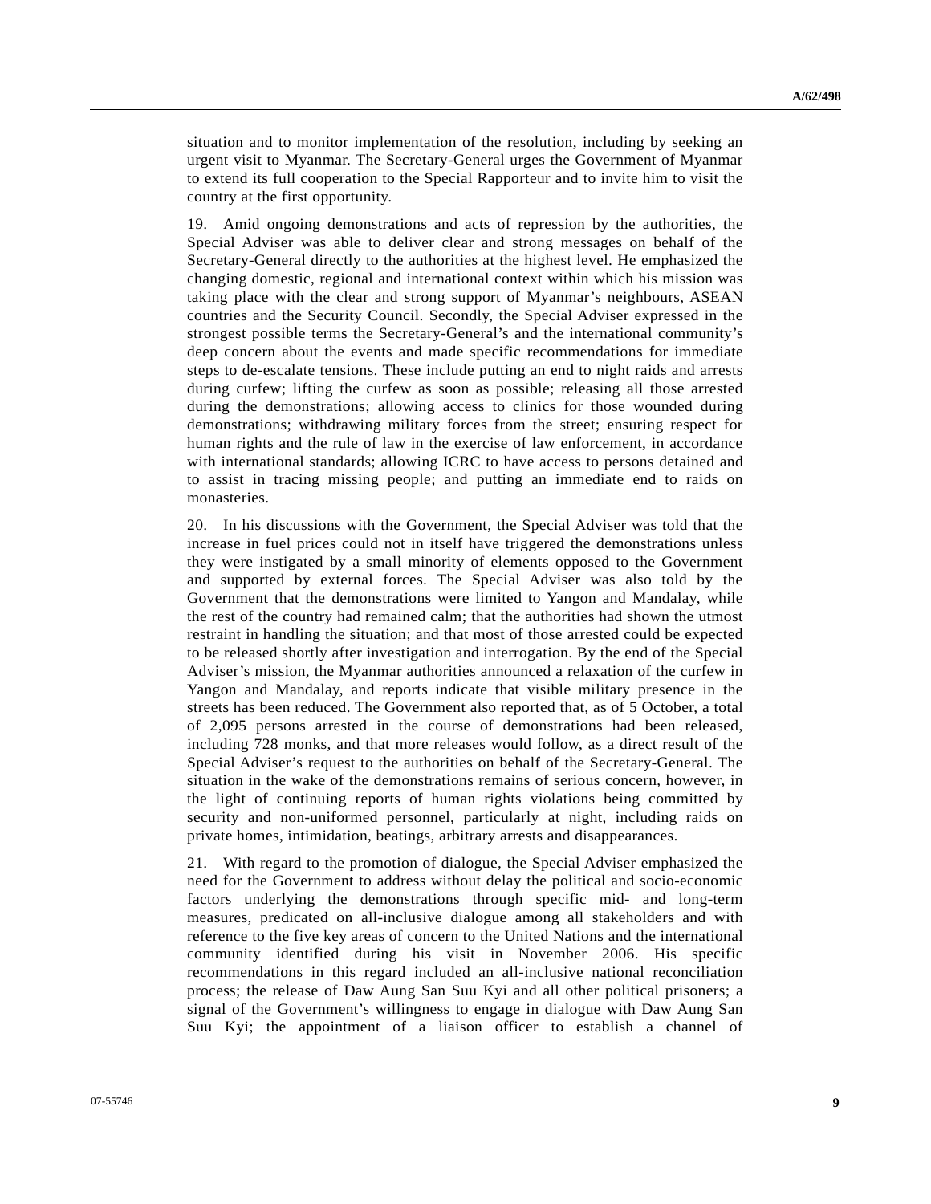situation and to monitor implementation of the resolution, including by seeking an urgent visit to Myanmar. The Secretary-General urges the Government of Myanmar to extend its full cooperation to the Special Rapporteur and to invite him to visit the country at the first opportunity.

19. Amid ongoing demonstrations and acts of repression by the authorities, the Special Adviser was able to deliver clear and strong messages on behalf of the Secretary-General directly to the authorities at the highest level. He emphasized the changing domestic, regional and international context within which his mission was taking place with the clear and strong support of Myanmar's neighbours, ASEAN countries and the Security Council. Secondly, the Special Adviser expressed in the strongest possible terms the Secretary-General's and the international community's deep concern about the events and made specific recommendations for immediate steps to de-escalate tensions. These include putting an end to night raids and arrests during curfew; lifting the curfew as soon as possible; releasing all those arrested during the demonstrations; allowing access to clinics for those wounded during demonstrations; withdrawing military forces from the street; ensuring respect for human rights and the rule of law in the exercise of law enforcement, in accordance with international standards; allowing ICRC to have access to persons detained and to assist in tracing missing people; and putting an immediate end to raids on monasteries.

20. In his discussions with the Government, the Special Adviser was told that the increase in fuel prices could not in itself have triggered the demonstrations unless they were instigated by a small minority of elements opposed to the Government and supported by external forces. The Special Adviser was also told by the Government that the demonstrations were limited to Yangon and Mandalay, while the rest of the country had remained calm; that the authorities had shown the utmost restraint in handling the situation; and that most of those arrested could be expected to be released shortly after investigation and interrogation. By the end of the Special Adviser's mission, the Myanmar authorities announced a relaxation of the curfew in Yangon and Mandalay, and reports indicate that visible military presence in the streets has been reduced. The Government also reported that, as of 5 October, a total of 2,095 persons arrested in the course of demonstrations had been released, including 728 monks, and that more releases would follow, as a direct result of the Special Adviser's request to the authorities on behalf of the Secretary-General. The situation in the wake of the demonstrations remains of serious concern, however, in the light of continuing reports of human rights violations being committed by security and non-uniformed personnel, particularly at night, including raids on private homes, intimidation, beatings, arbitrary arrests and disappearances.

21. With regard to the promotion of dialogue, the Special Adviser emphasized the need for the Government to address without delay the political and socio-economic factors underlying the demonstrations through specific mid- and long-term measures, predicated on all-inclusive dialogue among all stakeholders and with reference to the five key areas of concern to the United Nations and the international community identified during his visit in November 2006. His specific recommendations in this regard included an all-inclusive national reconciliation process; the release of Daw Aung San Suu Kyi and all other political prisoners; a signal of the Government's willingness to engage in dialogue with Daw Aung San Suu Kyi; the appointment of a liaison officer to establish a channel of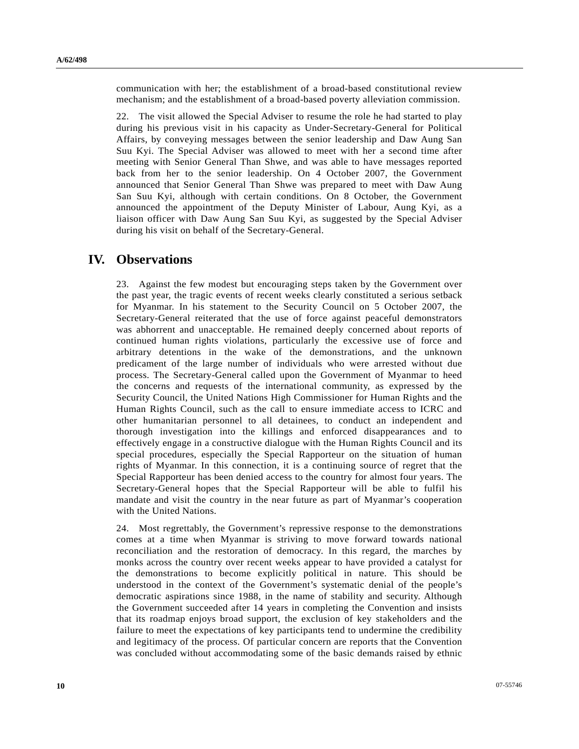communication with her; the establishment of a broad-based constitutional review mechanism; and the establishment of a broad-based poverty alleviation commission.

22. The visit allowed the Special Adviser to resume the role he had started to play during his previous visit in his capacity as Under-Secretary-General for Political Affairs, by conveying messages between the senior leadership and Daw Aung San Suu Kyi. The Special Adviser was allowed to meet with her a second time after meeting with Senior General Than Shwe, and was able to have messages reported back from her to the senior leadership. On 4 October 2007, the Government announced that Senior General Than Shwe was prepared to meet with Daw Aung San Suu Kyi, although with certain conditions. On 8 October, the Government announced the appointment of the Deputy Minister of Labour, Aung Kyi, as a liaison officer with Daw Aung San Suu Kyi, as suggested by the Special Adviser during his visit on behalf of the Secretary-General.

# IV. Observations

23. Against the few modest but encouraging steps taken by the Government over the past year, the tragic events of recent weeks clearly constituted a serious setback for Myanmar. In his statement to the Security Council on 5 October 2007, the Secretary-General reiterated that the use of force against peaceful demonstrators was abhorrent and unacceptable. He remained deeply concerned about reports of continued human rights violations, particularly the excessive use of force and arbitrary detentions in the wake of the demonstrations, and the unknown predicament of the large number of individuals who were arrested without due process. The Secretary-General called upon the Government of Myanmar to heed the concerns and requests of the international community, as expressed by the Security Council, the United Nations High Commissioner for Human Rights and the Human Rights Council, such as the call to ensure immediate access to ICRC and other humanitarian personnel to all detainees, to conduct an independent and thorough investigation into the killings and enforced disappearances and to effectively engage in a constructive dialogue with the Human Rights Council and its special procedures, especially the Special Rapporteur on the situation of human rights of Myanmar. In this connection, it is a continuing source of regret that the Special Rapporteur has been denied access to the country for almost four years. The Secretary-General hopes that the Special Rapporteur will be able to fulfil his mandate and visit the country in the near future as part of Myanmar's cooperation with the United Nations.

24. Most regrettably, the Government's repressive response to the demonstrations comes at a time when Myanmar is striving to move forward towards national reconciliation and the restoration of democracy. In this regard, the marches by monks across the country over recent weeks appear to have provided a catalyst for the demonstrations to become explicitly political in nature. This should be understood in the context of the Government's systematic denial of the people's democratic aspirations since 1988, in the name of stability and security. Although the Government succeeded after 14 years in completing the Convention and insists that its roadmap enjoys broad support, the exclusion of key stakeholders and the failure to meet the expectations of key participants tend to undermine the credibility and legitimacy of the process. Of particular concern are reports that the Convention was concluded without accommodating some of the basic demands raised by ethnic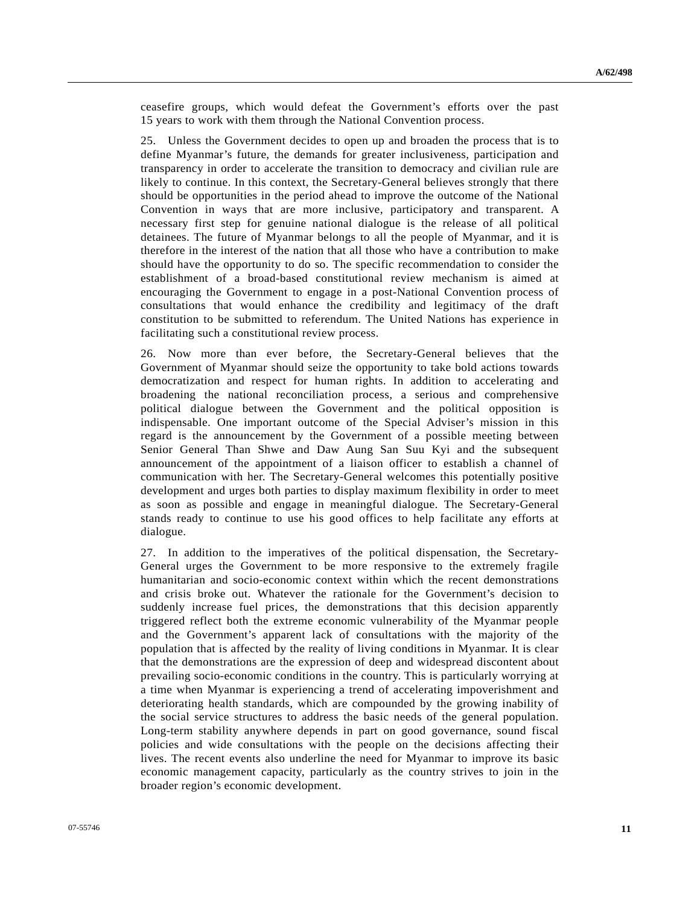ceasefire groups, which would defeat the Government's efforts over the past 15 years to work with them through the National Convention process.

25. Unless the Government decides to open up and broaden the process that is to define Myanmar's future, the demands for greater inclusiveness, participation and transparency in order to accelerate the transition to democracy and civilian rule are likely to continue. In this context, the Secretary-General believes strongly that there should be opportunities in the period ahead to improve the outcome of the National Convention in ways that are more inclusive, participatory and transparent. A necessary first step for genuine national dialogue is the release of all political detainees. The future of Myanmar belongs to all the people of Myanmar, and it is therefore in the interest of the nation that all those who have a contribution to make should have the opportunity to do so. The specific recommendation to consider the establishment of a broad-based constitutional review mechanism is aimed at encouraging the Government to engage in a post-National Convention process of consultations that would enhance the credibility and legitimacy of the draft constitution to be submitted to referendum. The United Nations has experience in facilitating such a constitutional review process.

26. Now more than ever before, the Secretary-General believes that the Government of Myanmar should seize the opportunity to take bold actions towards democratization and respect for human rights. In addition to accelerating and broadening the national reconciliation process, a serious and comprehensive political dialogue between the Government and the political opposition is indispensable. One important outcome of the Special Adviser's mission in this regard is the announcement by the Government of a possible meeting between Senior General Than Shwe and Daw Aung San Suu Kyi and the subsequent announcement of the appointment of a liaison officer to establish a channel of communication with her. The Secretary-General welcomes this potentially positive development and urges both parties to display maximum flexibility in order to meet as soon as possible and engage in meaningful dialogue. The Secretary-General stands ready to continue to use his good offices to help facilitate any efforts at dialogue.

27. In addition to the imperatives of the political dispensation, the Secretary-General urges the Government to be more responsive to the extremely fragile humanitarian and socio-economic context within which the recent demonstrations and crisis broke out. Whatever the rationale for the Government's decision to suddenly increase fuel prices, the demonstrations that this decision apparently triggered reflect both the extreme economic vulnerability of the Myanmar people and the Government's apparent lack of consultations with the majority of the population that is affected by the reality of living conditions in Myanmar. It is clear that the demonstrations are the expression of deep and widespread discontent about prevailing socio-economic conditions in the country. This is particularly worrying at a time when Myanmar is experiencing a trend of accelerating impoverishment and deteriorating health standards, which are compounded by the growing inability of the social service structures to address the basic needs of the general population. Long-term stability anywhere depends in part on good governance, sound fiscal policies and wide consultations with the people on the decisions affecting their lives. The recent events also underline the need for Myanmar to improve its basic economic management capacity, particularly as the country strives to join in the broader region's economic development.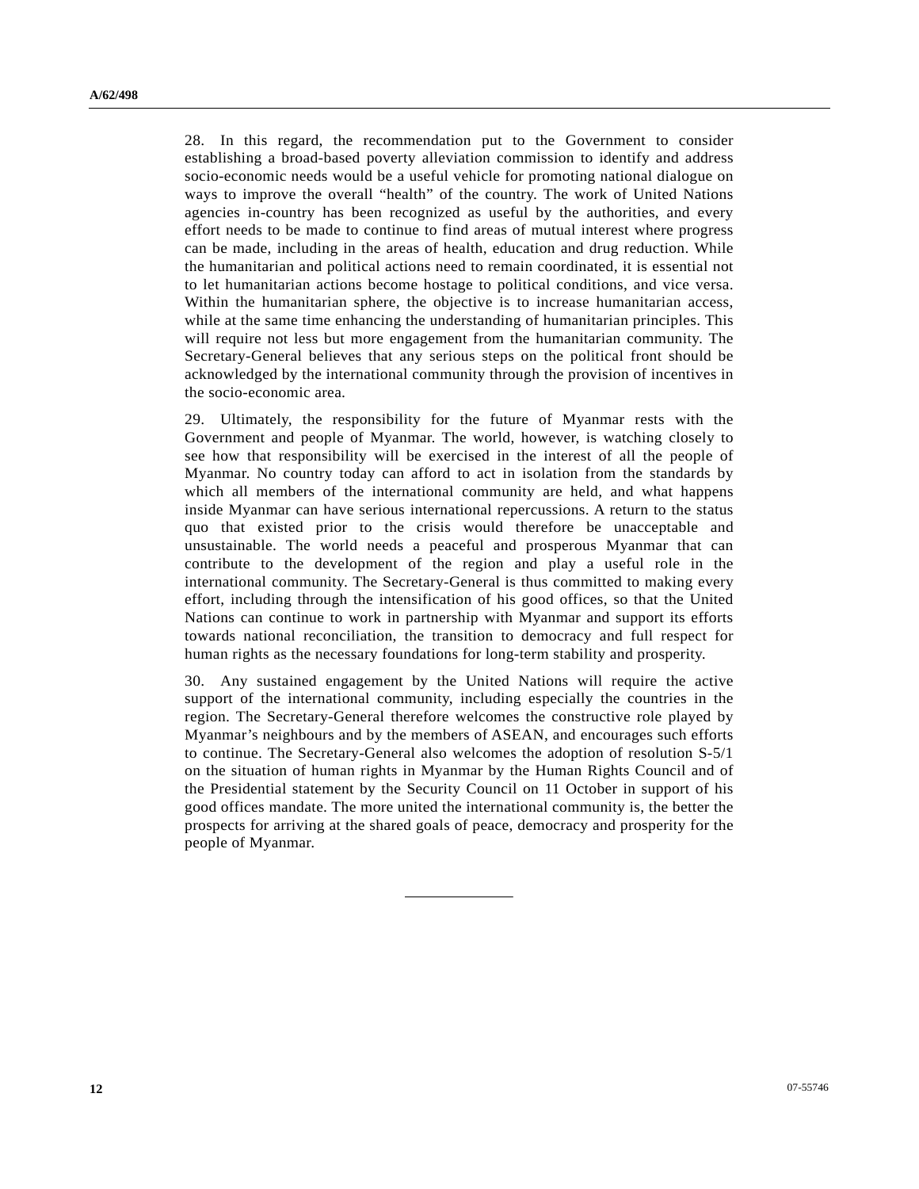28. In this regard, the recommendation put to the Government to consider establishing a broad-based poverty alleviation commission to identify and address socio-economic needs would be a useful vehicle for promoting national dialogue on ways to improve the overall "health" of the country. The work of United Nations agencies in-country has been recognized as useful by the authorities, and every effort needs to be made to continue to find areas of mutual interest where progress can be made, including in the areas of health, education and drug reduction. While the humanitarian and political actions need to remain coordinated, it is essential not to let humanitarian actions become hostage to political conditions, and vice versa. Within the humanitarian sphere, the objective is to increase humanitarian access, while at the same time enhancing the understanding of humanitarian principles. This will require not less but more engagement from the humanitarian community. The Secretary-General believes that any serious steps on the political front should be acknowledged by the international community through the provision of incentives in the socio-economic area.

29. Ultimately, the responsibility for the future of Myanmar rests with the Government and people of Myanmar. The world, however, is watching closely to see how that responsibility will be exercised in the interest of all the people of Myanmar. No country today can afford to act in isolation from the standards by which all members of the international community are held, and what happens inside Myanmar can have serious international repercussions. A return to the status quo that existed prior to the crisis would therefore be unacceptable and unsustainable. The world needs a peaceful and prosperous Myanmar that can contribute to the development of the region and play a useful role in the international community. The Secretary-General is thus committed to making every effort, including through the intensification of his good offices, so that the United Nations can continue to work in partnership with Myanmar and support its efforts towards national reconciliation, the transition to democracy and full respect for human rights as the necessary foundations for long-term stability and prosperity.

30. Any sustained engagement by the United Nations will require the active support of the international community, including especially the countries in the region. The Secretary-General therefore welcomes the constructive role played by Myanmar's neighbours and by the members of ASEAN, and encourages such efforts to continue. The Secretary-General also welcomes the adoption of resolution S-5/1 on the situation of human rights in Myanmar by the Human Rights Council and of the Presidential statement by the Security Council on 11 October in support of his good offices mandate. The more united the international community is, the better the prospects for arriving at the shared goals of peace, democracy and prosperity for the people of Myanmar.